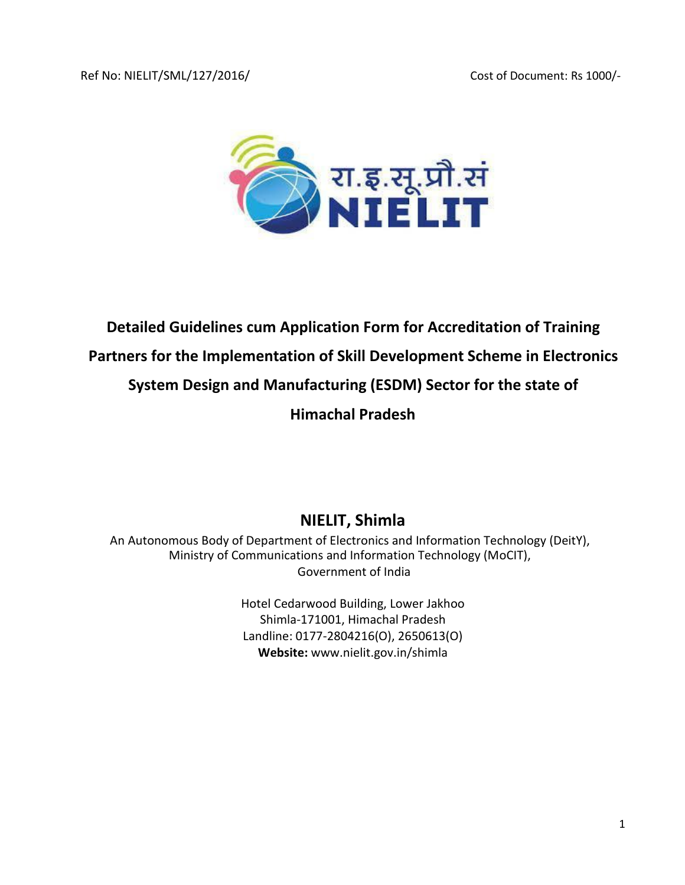Ref No: NIELIT/SML/127/2016/ Cost of Document: Rs 1000/-

रा.इ.सू.प्रौ.सं
NIELIT

# Detailed Guidelines cum Application Form for Accreditation of Training Partners for the Implementation of Skill Development Scheme in Electronics System Design and Manufacturing (ESDM) Sector for the state of Himachal Pradesh

## NIELIT, Shimla

An Autonomous Body of Department of Electronics and Information Technology (DeitY),
Ministry of Communications and Information Technology (MoCIT),
Government of India

Hotel Cedarwood Building, Lower Jakhoo
Shimla-171001, Himachal Pradesh
Landline: 0177-2804216(O), 2650613(O)
**Website:** www.nielit.gov.in/shimla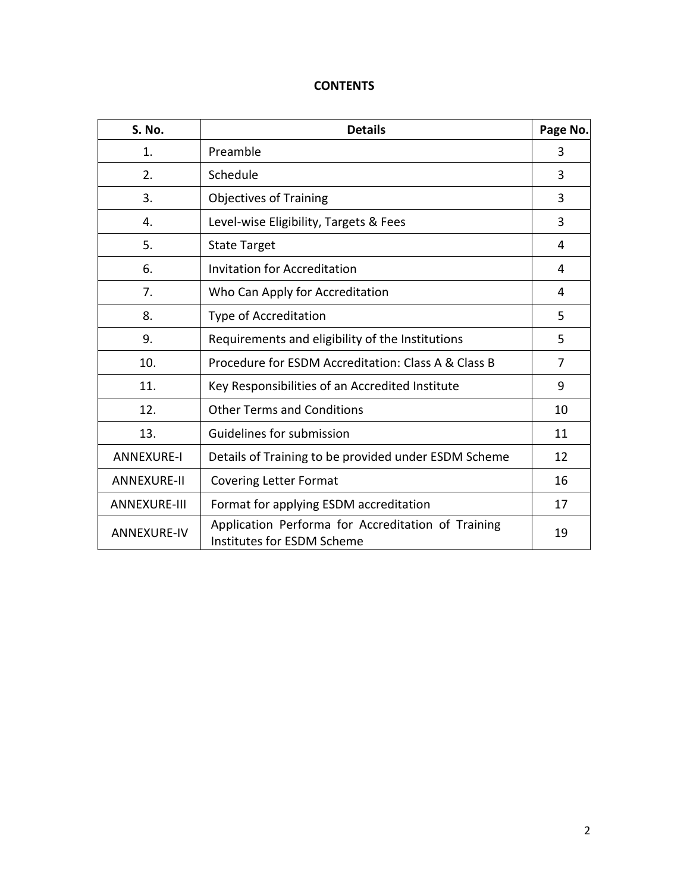# CONTENTS

| S. No. | Details | Page No. |
|---|---|---|
| 1. | Preamble | 3 |
| 2. | Schedule | 3 |
| 3. | Objectives of Training | 3 |
| 4. | Level-wise Eligibility, Targets & Fees | 3 |
| 5. | State Target | 4 |
| 6. | Invitation for Accreditation | 4 |
| 7. | Who Can Apply for Accreditation | 4 |
| 8. | Type of Accreditation | 5 |
| 9. | Requirements and eligibility of the Institutions | 5 |
| 10. | Procedure for ESDM Accreditation: Class A & Class B | 7 |
| 11. | Key Responsibilities of an Accredited Institute | 9 |
| 12. | Other Terms and Conditions | 10 |
| 13. | Guidelines for submission | 11 |
| ANNEXURE-I | Details of Training to be provided under ESDM Scheme | 12 |
| ANNEXURE-II | Covering Letter Format | 16 |
| ANNEXURE-III | Format for applying ESDM accreditation | 17 |
| ANNEXURE-IV | Application Performa for Accreditation of Training Institutes for ESDM Scheme | 19 |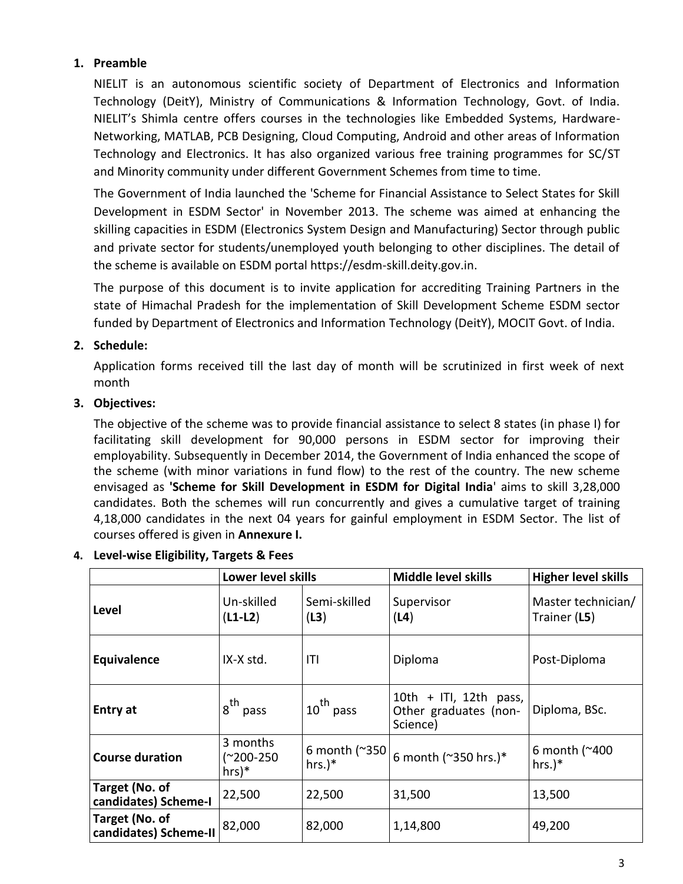## 1. Preamble

NIELIT is an autonomous scientific society of Department of Electronics and Information Technology (DeitY), Ministry of Communications & Information Technology, Govt. of India. NIELIT's Shimla centre offers courses in the technologies like Embedded Systems, Hardware-Networking, MATLAB, PCB Designing, Cloud Computing, Android and other areas of Information Technology and Electronics. It has also organized various free training programmes for SC/ST and Minority community under different Government Schemes from time to time.

The Government of India launched the 'Scheme for Financial Assistance to Select States for Skill Development in ESDM Sector' in November 2013. The scheme was aimed at enhancing the skilling capacities in ESDM (Electronics System Design and Manufacturing) Sector through public and private sector for students/unemployed youth belonging to other disciplines. The detail of the scheme is available on ESDM portal https://esdm-skill.deity.gov.in.

The purpose of this document is to invite application for accrediting Training Partners in the state of Himachal Pradesh for the implementation of Skill Development Scheme ESDM sector funded by Department of Electronics and Information Technology (DeitY), MOCIT Govt. of India.

## 2. Schedule:

Application forms received till the last day of month will be scrutinized in first week of next month

## 3. Objectives:

The objective of the scheme was to provide financial assistance to select 8 states (in phase I) for facilitating skill development for 90,000 persons in ESDM sector for improving their employability. Subsequently in December 2014, the Government of India enhanced the scope of the scheme (with minor variations in fund flow) to the rest of the country. The new scheme envisaged as **'Scheme for Skill Development in ESDM for Digital India'** aims to skill 3,28,000 candidates. Both the schemes will run concurrently and gives a cumulative target of training 4,18,000 candidates in the next 04 years for gainful employment in ESDM Sector. The list of courses offered is given in **Annexure I.**

## 4. Level-wise Eligibility, Targets & Fees

| | **Lower level skills** | | **Middle level skills** | **Higher level skills** |
|---|---|---|---|---|
| **Level** | Un-skilled (**L1-L2**) | Semi-skilled (**L3**) | Supervisor (**L4**) | Master technician/ Trainer (**L5**) |
| **Equivalence** | IX-X std. | ITI | Diploma | Post-Diploma |
| **Entry at** | 8th pass | 10th pass | 10th + ITI, 12th pass, Other graduates (non-Science) | Diploma, BSc. |
| **Course duration** | 3 months (~200-250 hrs)* | 6 month (~350 hrs.)* | 6 month (~350 hrs.)* | 6 month (~400 hrs.)* |
| **Target (No. of candidates) Scheme-I** | 22,500 | 22,500 | 31,500 | 13,500 |
| **Target (No. of candidates) Scheme-II** | 82,000 | 82,000 | 1,14,800 | 49,200 |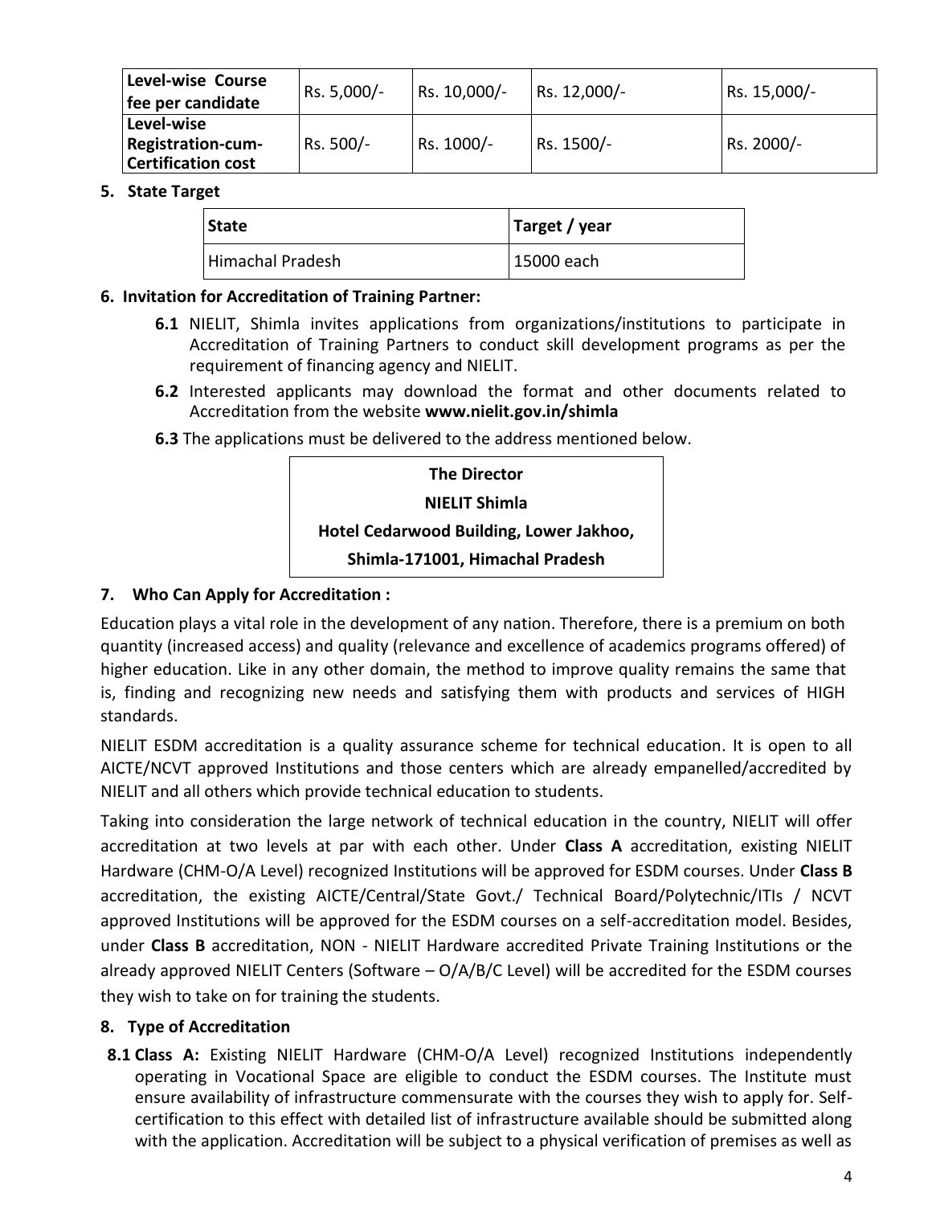| Level-wise Course fee per candidate | Rs. 5,000/- | Rs. 10,000/- | Rs. 12,000/- | Rs. 15,000/- |
|---|---|---|---|---|
| Level-wise Registration-cum-Certification cost | Rs. 500/- | Rs. 1000/- | Rs. 1500/- | Rs. 2000/- |

**5. State Target**

| State | Target / year |
|---|---|
| Himachal Pradesh | 15000 each |

**6. Invitation for Accreditation of Training Partner:**

**6.1** NIELIT, Shimla invites applications from organizations/institutions to participate in Accreditation of Training Partners to conduct skill development programs as per the requirement of financing agency and NIELIT.

**6.2** Interested applicants may download the format and other documents related to Accreditation from the website **www.nielit.gov.in/shimla**

**6.3** The applications must be delivered to the address mentioned below.

> **The Director**
> **NIELIT Shimla**
> **Hotel Cedarwood Building, Lower Jakhoo,**
> **Shimla-171001, Himachal Pradesh**

**7. Who Can Apply for Accreditation :**

Education plays a vital role in the development of any nation. Therefore, there is a premium on both quantity (increased access) and quality (relevance and excellence of academics programs offered) of higher education. Like in any other domain, the method to improve quality remains the same that is, finding and recognizing new needs and satisfying them with products and services of HIGH standards.

NIELIT ESDM accreditation is a quality assurance scheme for technical education. It is open to all AICTE/NCVT approved Institutions and those centers which are already empanelled/accredited by NIELIT and all others which provide technical education to students.

Taking into consideration the large network of technical education in the country, NIELIT will offer accreditation at two levels at par with each other. Under **Class A** accreditation, existing NIELIT Hardware (CHM-O/A Level) recognized Institutions will be approved for ESDM courses. Under **Class B** accreditation, the existing AICTE/Central/State Govt./ Technical Board/Polytechnic/ITIs / NCVT approved Institutions will be approved for the ESDM courses on a self-accreditation model. Besides, under **Class B** accreditation, NON - NIELIT Hardware accredited Private Training Institutions or the already approved NIELIT Centers (Software – O/A/B/C Level) will be accredited for the ESDM courses they wish to take on for training the students.

**8. Type of Accreditation**

**8.1 Class A:** Existing NIELIT Hardware (CHM-O/A Level) recognized Institutions independently operating in Vocational Space are eligible to conduct the ESDM courses. The Institute must ensure availability of infrastructure commensurate with the courses they wish to apply for. Self-certification to this effect with detailed list of infrastructure available should be submitted along with the application. Accreditation will be subject to a physical verification of premises as well as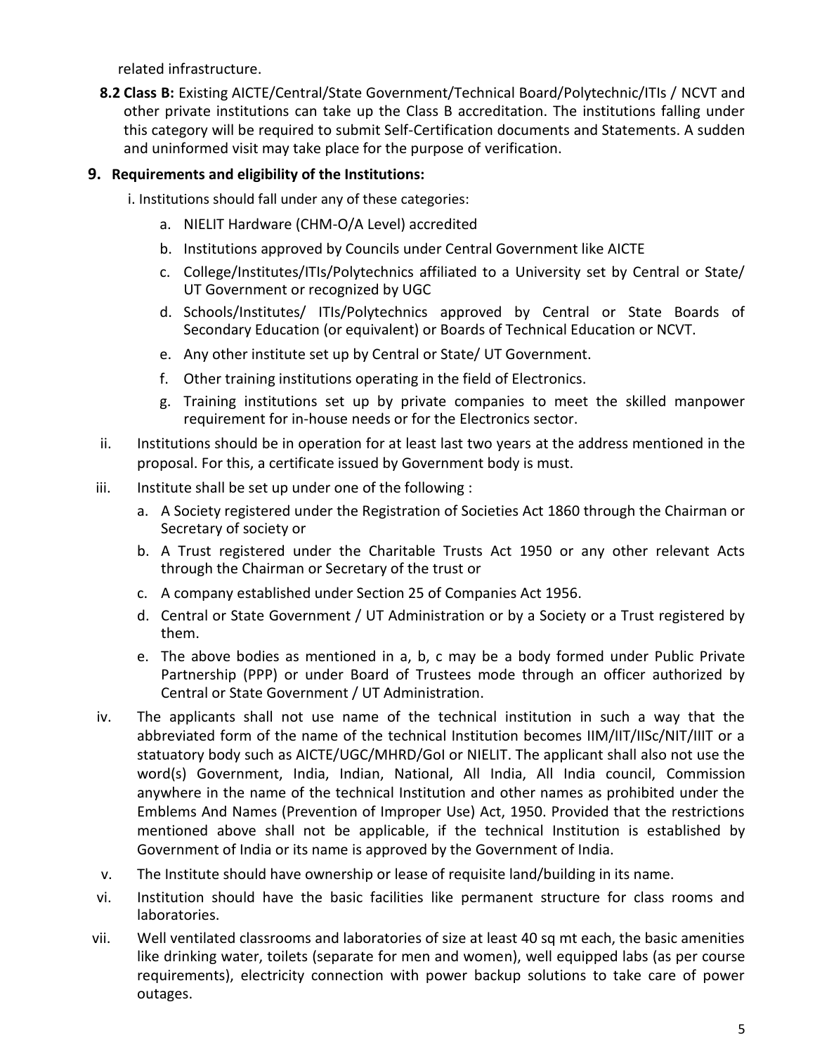related infrastructure.

**8.2 Class B:** Existing AICTE/Central/State Government/Technical Board/Polytechnic/ITIs / NCVT and other private institutions can take up the Class B accreditation. The institutions falling under this category will be required to submit Self-Certification documents and Statements. A sudden and uninformed visit may take place for the purpose of verification.

## 9. Requirements and eligibility of the Institutions:

i. Institutions should fall under any of these categories:

   a. NIELIT Hardware (CHM-O/A Level) accredited
   b. Institutions approved by Councils under Central Government like AICTE
   c. College/Institutes/ITIs/Polytechnics affiliated to a University set by Central or State/ UT Government or recognized by UGC
   d. Schools/Institutes/ ITIs/Polytechnics approved by Central or State Boards of Secondary Education (or equivalent) or Boards of Technical Education or NCVT.
   e. Any other institute set up by Central or State/ UT Government.
   f. Other training institutions operating in the field of Electronics.
   g. Training institutions set up by private companies to meet the skilled manpower requirement for in-house needs or for the Electronics sector.

ii. Institutions should be in operation for at least last two years at the address mentioned in the proposal. For this, a certificate issued by Government body is must.

iii. Institute shall be set up under one of the following :

   a. A Society registered under the Registration of Societies Act 1860 through the Chairman or Secretary of society or
   b. A Trust registered under the Charitable Trusts Act 1950 or any other relevant Acts through the Chairman or Secretary of the trust or
   c. A company established under Section 25 of Companies Act 1956.
   d. Central or State Government / UT Administration or by a Society or a Trust registered by them.
   e. The above bodies as mentioned in a, b, c may be a body formed under Public Private Partnership (PPP) or under Board of Trustees mode through an officer authorized by Central or State Government / UT Administration.

iv. The applicants shall not use name of the technical institution in such a way that the abbreviated form of the name of the technical Institution becomes IIM/IIT/IISc/NIT/IIIT or a statuatory body such as AICTE/UGC/MHRD/GoI or NIELIT. The applicant shall also not use the word(s) Government, India, Indian, National, All India, All India council, Commission anywhere in the name of the technical Institution and other names as prohibited under the Emblems And Names (Prevention of Improper Use) Act, 1950. Provided that the restrictions mentioned above shall not be applicable, if the technical Institution is established by Government of India or its name is approved by the Government of India.

v. The Institute should have ownership or lease of requisite land/building in its name.

vi. Institution should have the basic facilities like permanent structure for class rooms and laboratories.

vii. Well ventilated classrooms and laboratories of size at least 40 sq mt each, the basic amenities like drinking water, toilets (separate for men and women), well equipped labs (as per course requirements), electricity connection with power backup solutions to take care of power outages.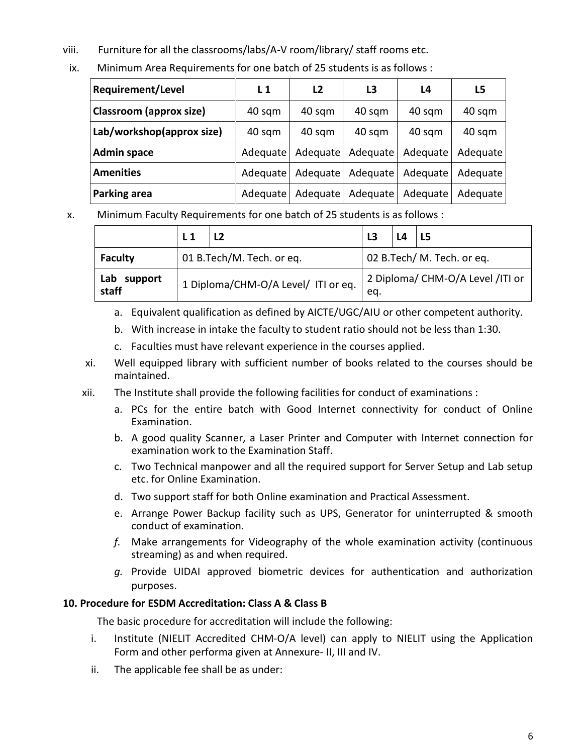viii. Furniture for all the classrooms/labs/A-V room/library/ staff rooms etc.

ix. Minimum Area Requirements for one batch of 25 students is as follows :

| Requirement/Level | L 1 | L2 | L3 | L4 | L5 |
|---|---|---|---|---|---|
| **Classroom (approx size)** | 40 sqm | 40 sqm | 40 sqm | 40 sqm | 40 sqm |
| **Lab/workshop(approx size)** | 40 sqm | 40 sqm | 40 sqm | 40 sqm | 40 sqm |
| **Admin space** | Adequate | Adequate | Adequate | Adequate | Adequate |
| **Amenities** | Adequate | Adequate | Adequate | Adequate | Adequate |
| **Parking area** | Adequate | Adequate | Adequate | Adequate | Adequate |

x. Minimum Faculty Requirements for one batch of 25 students is as follows :

| | L 1 | L2 | L3 | L4 | L5 |
|---|---|---|---|---|---|
| **Faculty** | 01 B.Tech/M. Tech. or eq. | | 02 B.Tech/ M. Tech. or eq. | | |
| **Lab support staff** | 1 Diploma/CHM-O/A Level/ ITI or eq. | | 2 Diploma/ CHM-O/A Level /ITI or eq. | | |

a. Equivalent qualification as defined by AICTE/UGC/AIU or other competent authority.

b. With increase in intake the faculty to student ratio should not be less than 1:30.

c. Faculties must have relevant experience in the courses applied.

xi. Well equipped library with sufficient number of books related to the courses should be maintained.

xii. The Institute shall provide the following facilities for conduct of examinations :

a. PCs for the entire batch with Good Internet connectivity for conduct of Online Examination.

b. A good quality Scanner, a Laser Printer and Computer with Internet connection for examination work to the Examination Staff.

c. Two Technical manpower and all the required support for Server Setup and Lab setup etc. for Online Examination.

d. Two support staff for both Online examination and Practical Assessment.

e. Arrange Power Backup facility such as UPS, Generator for uninterrupted & smooth conduct of examination.

*f.* Make arrangements for Videography of the whole examination activity (continuous streaming) as and when required.

*g.* Provide UIDAI approved biometric devices for authentication and authorization purposes.

### 10. Procedure for ESDM Accreditation: Class A & Class B

The basic procedure for accreditation will include the following:

i. Institute (NIELIT Accredited CHM-O/A level) can apply to NIELIT using the Application Form and other performa given at Annexure- II, III and IV.

ii. The applicable fee shall be as under: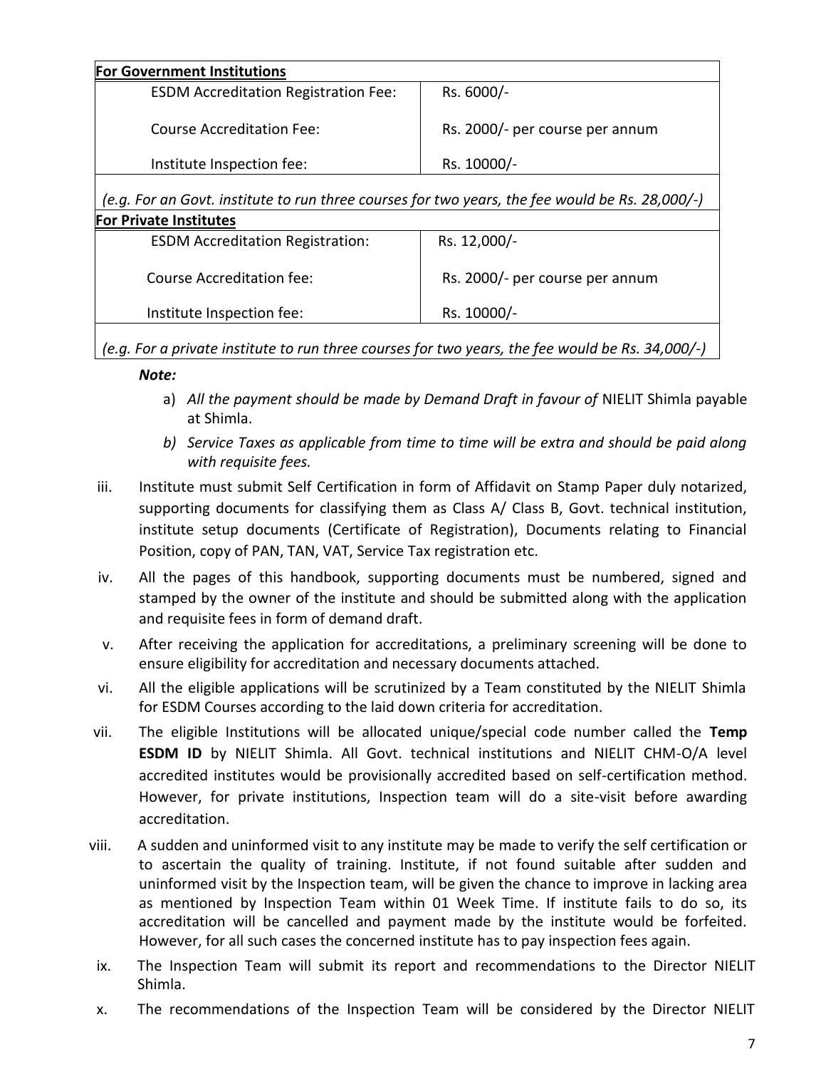| **For Government Institutions** | |
|---|---|
| ESDM Accreditation Registration Fee: | Rs. 6000/- |
| Course Accreditation Fee: | Rs. 2000/- per course per annum |
| Institute Inspection fee: | Rs. 10000/- |
| *(e.g. For an Govt. institute to run three courses for two years, the fee would be Rs. 28,000/-)* | |
| **For Private Institutes** | |
| ESDM Accreditation Registration: | Rs. 12,000/- |
| Course Accreditation fee: | Rs. 2000/- per course per annum |
| Institute Inspection fee: | Rs. 10000/- |
| *(e.g. For a private institute to run three courses for two years, the fee would be Rs. 34,000/-)* | |

***Note:***

a) *All the payment should be made by Demand Draft in favour of* NIELIT Shimla payable at Shimla.

b) *Service Taxes as applicable from time to time will be extra and should be paid along with requisite fees.*

iii. Institute must submit Self Certification in form of Affidavit on Stamp Paper duly notarized, supporting documents for classifying them as Class A/ Class B, Govt. technical institution, institute setup documents (Certificate of Registration), Documents relating to Financial Position, copy of PAN, TAN, VAT, Service Tax registration etc.

iv. All the pages of this handbook, supporting documents must be numbered, signed and stamped by the owner of the institute and should be submitted along with the application and requisite fees in form of demand draft.

v. After receiving the application for accreditations, a preliminary screening will be done to ensure eligibility for accreditation and necessary documents attached.

vi. All the eligible applications will be scrutinized by a Team constituted by the NIELIT Shimla for ESDM Courses according to the laid down criteria for accreditation.

vii. The eligible Institutions will be allocated unique/special code number called the **Temp ESDM ID** by NIELIT Shimla. All Govt. technical institutions and NIELIT CHM-O/A level accredited institutes would be provisionally accredited based on self-certification method. However, for private institutions, Inspection team will do a site-visit before awarding accreditation.

viii. A sudden and uninformed visit to any institute may be made to verify the self certification or to ascertain the quality of training. Institute, if not found suitable after sudden and uninformed visit by the Inspection Team, will be given the chance to improve in lacking area as mentioned by Inspection Team within 01 Week Time. If institute fails to do so, its accreditation will be cancelled and payment made by the institute would be forfeited. However, for all such cases the concerned institute has to pay inspection fees again.

ix. The Inspection Team will submit its report and recommendations to the Director NIELIT Shimla.

x. The recommendations of the Inspection Team will be considered by the Director NIELIT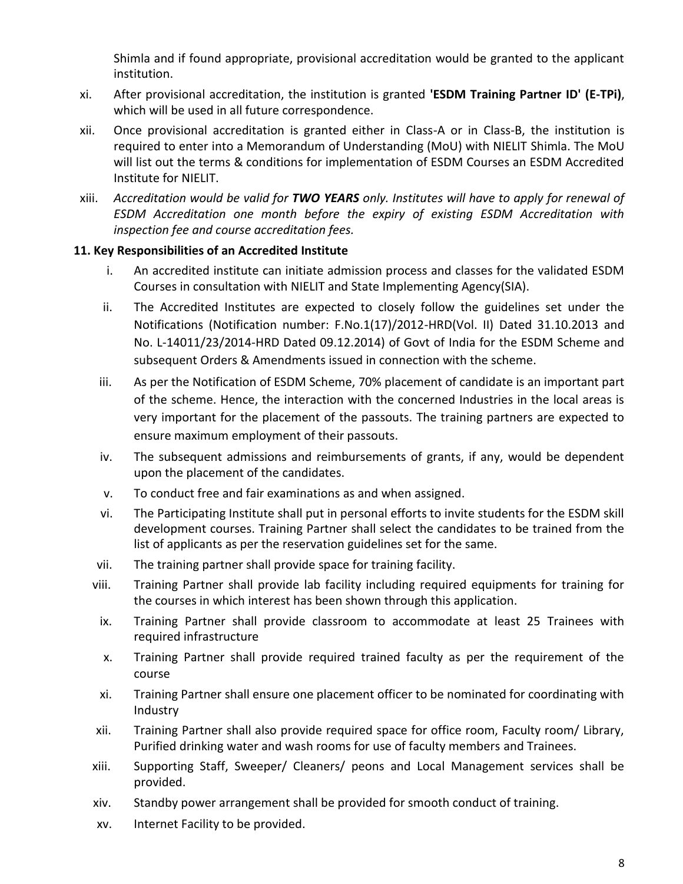Shimla and if found appropriate, provisional accreditation would be granted to the applicant institution.

xi. After provisional accreditation, the institution is granted **'ESDM Training Partner ID' (E-TPi)**, which will be used in all future correspondence.

xii. Once provisional accreditation is granted either in Class-A or in Class-B, the institution is required to enter into a Memorandum of Understanding (MoU) with NIELIT Shimla. The MoU will list out the terms & conditions for implementation of ESDM Courses an ESDM Accredited Institute for NIELIT.

xiii. *Accreditation would be valid for **TWO YEARS** only. Institutes will have to apply for renewal of ESDM Accreditation one month before the expiry of existing ESDM Accreditation with inspection fee and course accreditation fees.*

**11. Key Responsibilities of an Accredited Institute**

i. An accredited institute can initiate admission process and classes for the validated ESDM Courses in consultation with NIELIT and State Implementing Agency(SIA).

ii. The Accredited Institutes are expected to closely follow the guidelines set under the Notifications (Notification number: F.No.1(17)/2012-HRD(Vol. II) Dated 31.10.2013 and No. L-14011/23/2014-HRD Dated 09.12.2014) of Govt of India for the ESDM Scheme and subsequent Orders & Amendments issued in connection with the scheme.

iii. As per the Notification of ESDM Scheme, 70% placement of candidate is an important part of the scheme. Hence, the interaction with the concerned Industries in the local areas is very important for the placement of the passouts. The training partners are expected to ensure maximum employment of their passouts.

iv. The subsequent admissions and reimbursements of grants, if any, would be dependent upon the placement of the candidates.

v. To conduct free and fair examinations as and when assigned.

vi. The Participating Institute shall put in personal efforts to invite students for the ESDM skill development courses. Training Partner shall select the candidates to be trained from the list of applicants as per the reservation guidelines set for the same.

vii. The training partner shall provide space for training facility.

viii. Training Partner shall provide lab facility including required equipments for training for the courses in which interest has been shown through this application.

ix. Training Partner shall provide classroom to accommodate at least 25 Trainees with required infrastructure

x. Training Partner shall provide required trained faculty as per the requirement of the course

xi. Training Partner shall ensure one placement officer to be nominated for coordinating with Industry

xii. Training Partner shall also provide required space for office room, Faculty room/ Library, Purified drinking water and wash rooms for use of faculty members and Trainees.

xiii. Supporting Staff, Sweeper/ Cleaners/ peons and Local Management services shall be provided.

xiv. Standby power arrangement shall be provided for smooth conduct of training.

xv. Internet Facility to be provided.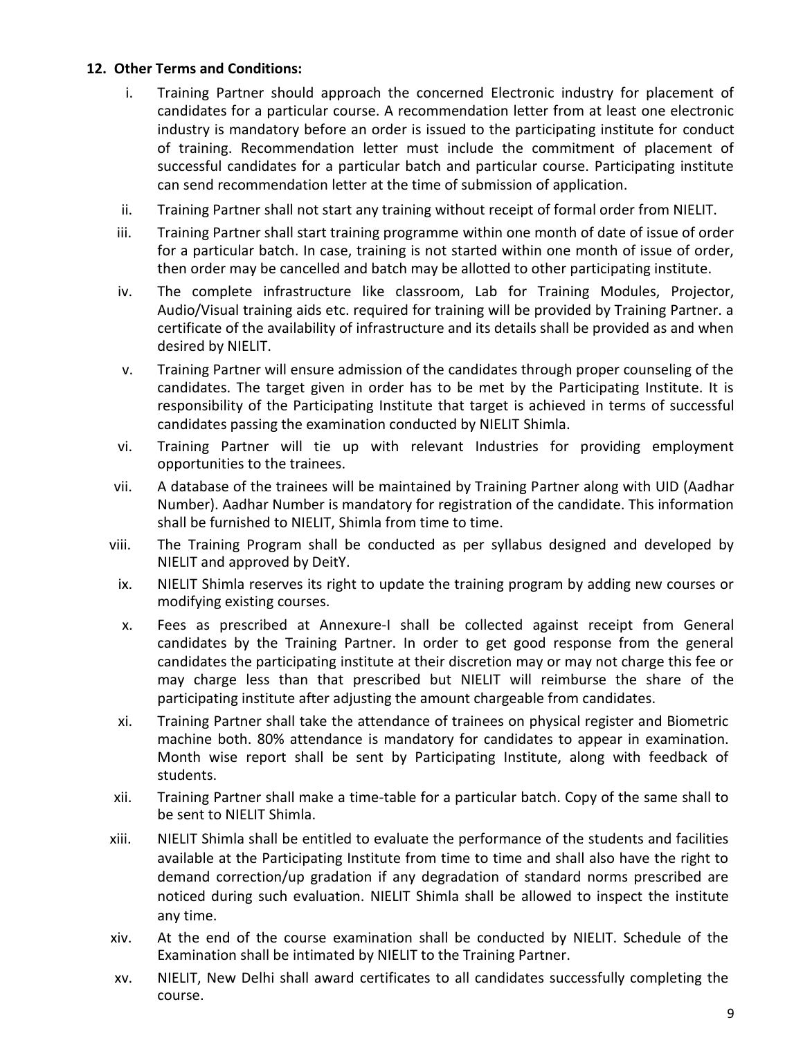### 12. Other Terms and Conditions:

i. Training Partner should approach the concerned Electronic industry for placement of candidates for a particular course. A recommendation letter from at least one electronic industry is mandatory before an order is issued to the participating institute for conduct of training. Recommendation letter must include the commitment of placement of successful candidates for a particular batch and particular course. Participating institute can send recommendation letter at the time of submission of application.

ii. Training Partner shall not start any training without receipt of formal order from NIELIT.

iii. Training Partner shall start training programme within one month of date of issue of order for a particular batch. In case, training is not started within one month of issue of order, then order may be cancelled and batch may be allotted to other participating institute.

iv. The complete infrastructure like classroom, Lab for Training Modules, Projector, Audio/Visual training aids etc. required for training will be provided by Training Partner. a certificate of the availability of infrastructure and its details shall be provided as and when desired by NIELIT.

v. Training Partner will ensure admission of the candidates through proper counseling of the candidates. The target given in order has to be met by the Participating Institute. It is responsibility of the Participating Institute that target is achieved in terms of successful candidates passing the examination conducted by NIELIT Shimla.

vi. Training Partner will tie up with relevant Industries for providing employment opportunities to the trainees.

vii. A database of the trainees will be maintained by Training Partner along with UID (Aadhar Number). Aadhar Number is mandatory for registration of the candidate. This information shall be furnished to NIELIT, Shimla from time to time.

viii. The Training Program shall be conducted as per syllabus designed and developed by NIELIT and approved by DeitY.

ix. NIELIT Shimla reserves its right to update the training program by adding new courses or modifying existing courses.

x. Fees as prescribed at Annexure-I shall be collected against receipt from General candidates by the Training Partner. In order to get good response from the general candidates the participating institute at their discretion may or may not charge this fee or may charge less than that prescribed but NIELIT will reimburse the share of the participating institute after adjusting the amount chargeable from candidates.

xi. Training Partner shall take the attendance of trainees on physical register and Biometric machine both. 80% attendance is mandatory for candidates to appear in examination. Month wise report shall be sent by Participating Institute, along with feedback of students.

xii. Training Partner shall make a time-table for a particular batch. Copy of the same shall to be sent to NIELIT Shimla.

xiii. NIELIT Shimla shall be entitled to evaluate the performance of the students and facilities available at the Participating Institute from time to time and shall also have the right to demand correction/up gradation if any degradation of standard norms prescribed are noticed during such evaluation. NIELIT Shimla shall be allowed to inspect the institute any time.

xiv. At the end of the course examination shall be conducted by NIELIT. Schedule of the Examination shall be intimated by NIELIT to the Training Partner.

xv. NIELIT, New Delhi shall award certificates to all candidates successfully completing the course.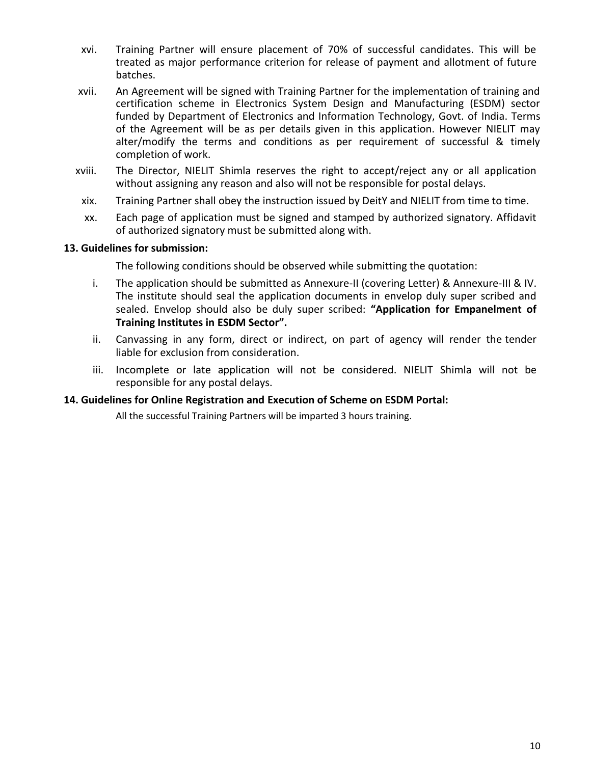xvi. Training Partner will ensure placement of 70% of successful candidates. This will be treated as major performance criterion for release of payment and allotment of future batches.

xvii. An Agreement will be signed with Training Partner for the implementation of training and certification scheme in Electronics System Design and Manufacturing (ESDM) sector funded by Department of Electronics and Information Technology, Govt. of India. Terms of the Agreement will be as per details given in this application. However NIELIT may alter/modify the terms and conditions as per requirement of successful & timely completion of work.

xviii. The Director, NIELIT Shimla reserves the right to accept/reject any or all application without assigning any reason and also will not be responsible for postal delays.

xix. Training Partner shall obey the instruction issued by DeitY and NIELIT from time to time.

xx. Each page of application must be signed and stamped by authorized signatory. Affidavit of authorized signatory must be submitted along with.

**13. Guidelines for submission:**

The following conditions should be observed while submitting the quotation:

i. The application should be submitted as Annexure-II (covering Letter) & Annexure-III & IV. The institute should seal the application documents in envelop duly super scribed and sealed. Envelop should also be duly super scribed: **"Application for Empanelment of Training Institutes in ESDM Sector".**

ii. Canvassing in any form, direct or indirect, on part of agency will render the tender liable for exclusion from consideration.

iii. Incomplete or late application will not be considered. NIELIT Shimla will not be responsible for any postal delays.

**14. Guidelines for Online Registration and Execution of Scheme on ESDM Portal:**

All the successful Training Partners will be imparted 3 hours training.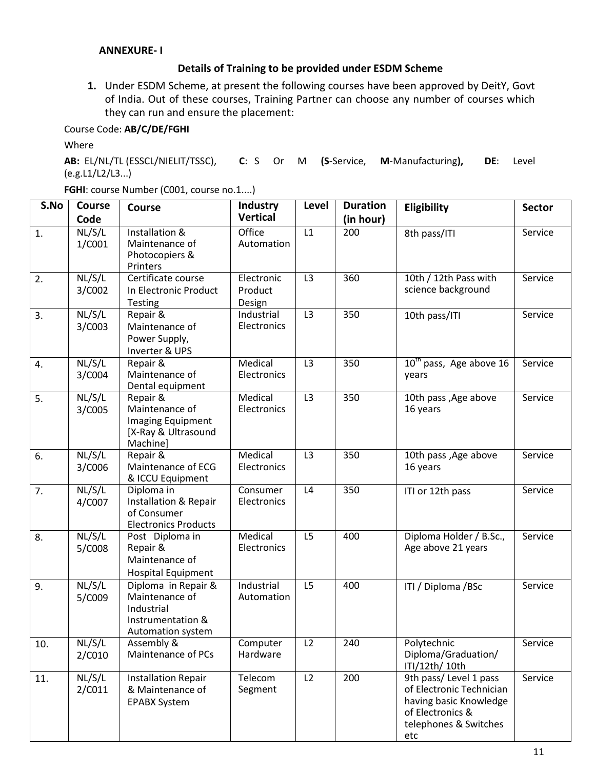**ANNEXURE- I**

**Details of Training to be provided under ESDM Scheme**

1. Under ESDM Scheme, at present the following courses have been approved by DeitY, Govt of India. Out of these courses, Training Partner can choose any number of courses which they can run and ensure the placement:

Course Code: **AB/C/DE/FGHI**

Where

**AB:** EL/NL/TL (ESSCL/NIELIT/TSSC), **C**: S Or M (**S**-Service, **M**-Manufacturing**)**, **DE**: Level (e.g.L1/L2/L3...)

**FGHI**: course Number (C001, course no.1....)

| S.No | Course Code | Course | Industry Vertical | Level | Duration (in hour) | Eligibility | Sector |
|---|---|---|---|---|---|---|---|
| 1. | NL/S/L 1/C001 | Installation & Maintenance of Photocopiers & Printers | Office Automation | L1 | 200 | 8th pass/ITI | Service |
| 2. | NL/S/L 3/C002 | Certificate course In Electronic Product Testing | Electronic Product Design | L3 | 360 | 10th / 12th Pass with science background | Service |
| 3. | NL/S/L 3/C003 | Repair & Maintenance of Power Supply, Inverter & UPS | Industrial Electronics | L3 | 350 | 10th pass/ITI | Service |
| 4. | NL/S/L 3/C004 | Repair & Maintenance of Dental equipment | Medical Electronics | L3 | 350 | 10th pass, Age above 16 years | Service |
| 5. | NL/S/L 3/C005 | Repair & Maintenance of Imaging Equipment [X-Ray & Ultrasound Machine] | Medical Electronics | L3 | 350 | 10th pass ,Age above 16 years | Service |
| 6. | NL/S/L 3/C006 | Repair & Maintenance of ECG & ICCU Equipment | Medical Electronics | L3 | 350 | 10th pass ,Age above 16 years | Service |
| 7. | NL/S/L 4/C007 | Diploma in Installation & Repair of Consumer Electronics Products | Consumer Electronics | L4 | 350 | ITI or 12th pass | Service |
| 8. | NL/S/L 5/C008 | Post Diploma in Repair & Maintenance of Hospital Equipment | Medical Electronics | L5 | 400 | Diploma Holder / B.Sc., Age above 21 years | Service |
| 9. | NL/S/L 5/C009 | Diploma in Repair & Maintenance of Industrial Instrumentation & Automation system | Industrial Automation | L5 | 400 | ITI / Diploma /BSc | Service |
| 10. | NL/S/L 2/C010 | Assembly & Maintenance of PCs | Computer Hardware | L2 | 240 | Polytechnic Diploma/Graduation/ ITI/12th/ 10th | Service |
| 11. | NL/S/L 2/C011 | Installation Repair & Maintenance of EPABX System | Telecom Segment | L2 | 200 | 9th pass/ Level 1 pass of Electronic Technician having basic Knowledge of Electronics & telephones & Switches etc | Service |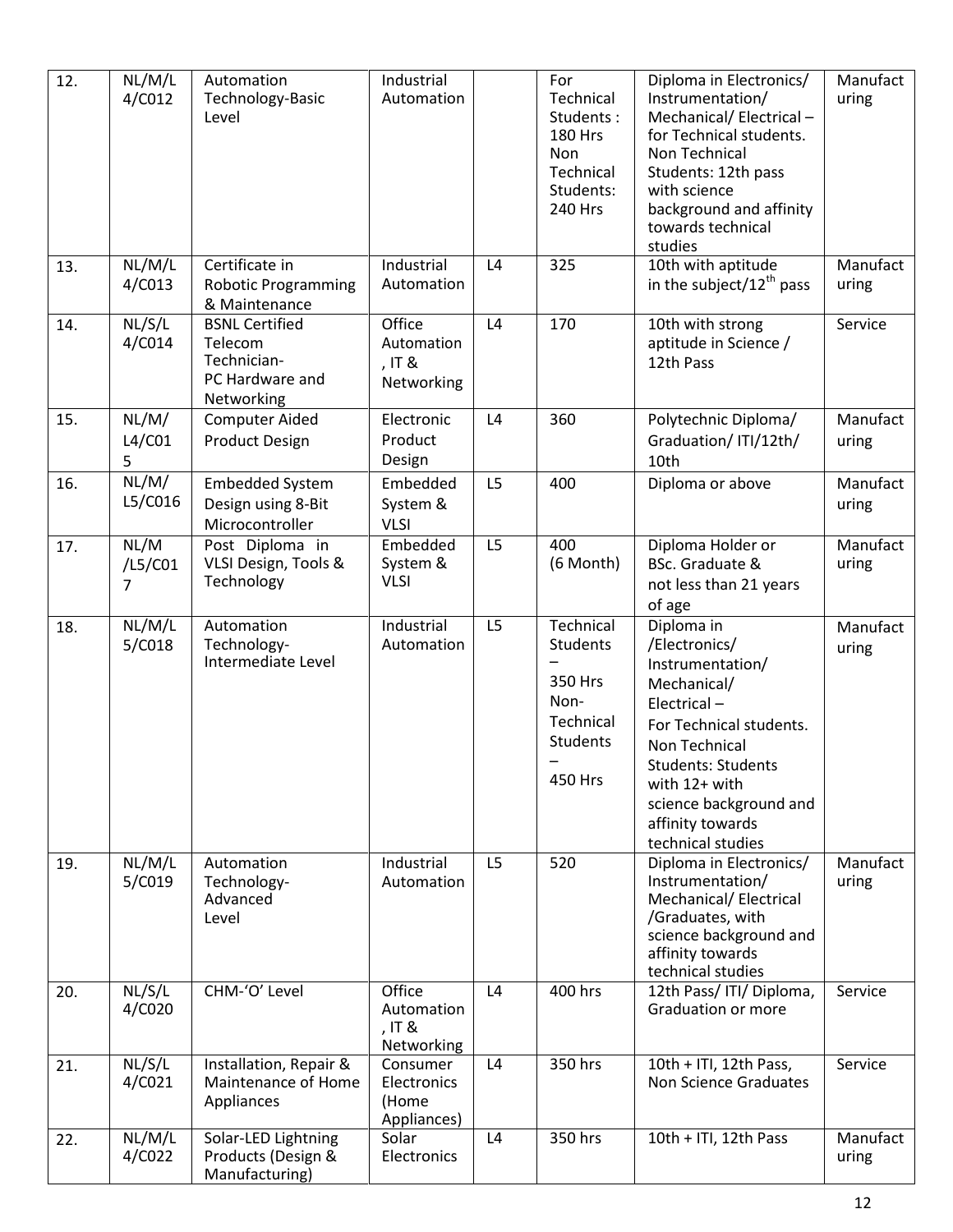| 12. | NL/M/L 4/C012 | Automation Technology-Basic Level | Industrial Automation | | For Technical Students : 180 Hrs Non Technical Students: 240 Hrs | Diploma in Electronics/ Instrumentation/ Mechanical/ Electrical – for Technical students. Non Technical Students: 12th pass with science background and affinity towards technical studies | Manufacturing |
|---|---|---|---|---|---|---|---|
| 13. | NL/M/L 4/C013 | Certificate in Robotic Programming & Maintenance | Industrial Automation | L4 | 325 | 10th with aptitude in the subject/12th pass | Manufacturing |
| 14. | NL/S/L 4/C014 | BSNL Certified Telecom Technician- PC Hardware and Networking | Office Automation , IT & Networking | L4 | 170 | 10th with strong aptitude in Science / 12th Pass | Service |
| 15. | NL/M/ L4/C01 5 | Computer Aided Product Design | Electronic Product Design | L4 | 360 | Polytechnic Diploma/ Graduation/ ITI/12th/ 10th | Manufacturing |
| 16. | NL/M/ L5/C016 | Embedded System Design using 8-Bit Microcontroller | Embedded System & VLSI | L5 | 400 | Diploma or above | Manufacturing |
| 17. | NL/M /L5/C01 7 | Post Diploma in VLSI Design, Tools & Technology | Embedded System & VLSI | L5 | 400 (6 Month) | Diploma Holder or BSc. Graduate & not less than 21 years of age | Manufacturing |
| 18. | NL/M/L 5/C018 | Automation Technology- Intermediate Level | Industrial Automation | L5 | Technical Students – 350 Hrs Non-Technical Students – 450 Hrs | Diploma in /Electronics/ Instrumentation/ Mechanical/ Electrical – For Technical students. Non Technical Students: Students with 12+ with science background and affinity towards technical studies | Manufacturing |
| 19. | NL/M/L 5/C019 | Automation Technology- Advanced Level | Industrial Automation | L5 | 520 | Diploma in Electronics/ Instrumentation/ Mechanical/ Electrical /Graduates, with science background and affinity towards technical studies | Manufacturing |
| 20. | NL/S/L 4/C020 | CHM-'O' Level | Office Automation , IT & Networking | L4 | 400 hrs | 12th Pass/ ITI/ Diploma, Graduation or more | Service |
| 21. | NL/S/L 4/C021 | Installation, Repair & Maintenance of Home Appliances | Consumer Electronics (Home Appliances) | L4 | 350 hrs | 10th + ITI, 12th Pass, Non Science Graduates | Service |
| 22. | NL/M/L 4/C022 | Solar-LED Lightning Products (Design & Manufacturing) | Solar Electronics | L4 | 350 hrs | 10th + ITI, 12th Pass | Manufacturing |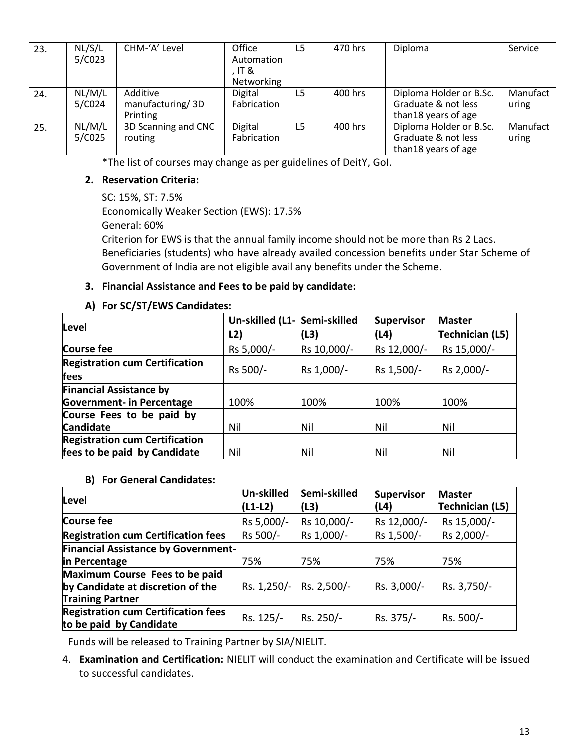| 23. | NL/S/L 5/C023 | CHM-'A' Level | Office Automation , IT & Networking | L5 | 470 hrs | Diploma | Service |
|---|---|---|---|---|---|---|---|
| 24. | NL/M/L 5/C024 | Additive manufacturing/ 3D Printing | Digital Fabrication | L5 | 400 hrs | Diploma Holder or B.Sc. Graduate & not less than18 years of age | Manufacturing |
| 25. | NL/M/L 5/C025 | 3D Scanning and CNC routing | Digital Fabrication | L5 | 400 hrs | Diploma Holder or B.Sc. Graduate & not less than18 years of age | Manufacturing |

*The list of courses may change as per guidelines of DeitY, GoI.

**2. Reservation Criteria:**

SC: 15%, ST: 7.5%

Economically Weaker Section (EWS): 17.5%

General: 60%

Criterion for EWS is that the annual family income should not be more than Rs 2 Lacs. Beneficiaries (students) who have already availed concession benefits under Star Scheme of Government of India are not eligible avail any benefits under the Scheme.

**3. Financial Assistance and Fees to be paid by candidate:**

**A) For SC/ST/EWS Candidates:**

| Level | Un-skilled (L1-L2) | Semi-skilled (L3) | Supervisor (L4) | Master Technician (L5) |
|---|---|---|---|---|
| **Course fee** | Rs 5,000/- | Rs 10,000/- | Rs 12,000/- | Rs 15,000/- |
| **Registration cum Certification fees** | Rs 500/- | Rs 1,000/- | Rs 1,500/- | Rs 2,000/- |
| **Financial Assistance by Government- in Percentage** | 100% | 100% | 100% | 100% |
| **Course Fees to be paid by Candidate** | Nil | Nil | Nil | Nil |
| **Registration cum Certification fees to be paid by Candidate** | Nil | Nil | Nil | Nil |

**B) For General Candidates:**

| Level | Un-skilled (L1-L2) | Semi-skilled (L3) | Supervisor (L4) | Master Technician (L5) |
|---|---|---|---|---|
| **Course fee** | Rs 5,000/- | Rs 10,000/- | Rs 12,000/- | Rs 15,000/- |
| **Registration cum Certification fees** | Rs 500/- | Rs 1,000/- | Rs 1,500/- | Rs 2,000/- |
| **Financial Assistance by Government- in Percentage** | 75% | 75% | 75% | 75% |
| **Maximum Course Fees to be paid by Candidate at discretion of the Training Partner** | Rs. 1,250/- | Rs. 2,500/- | Rs. 3,000/- | Rs. 3,750/- |
| **Registration cum Certification fees to be paid by Candidate** | Rs. 125/- | Rs. 250/- | Rs. 375/- | Rs. 500/- |

Funds will be released to Training Partner by SIA/NIELIT.

4. **Examination and Certification:** NIELIT will conduct the examination and Certificate will be issued to successful candidates.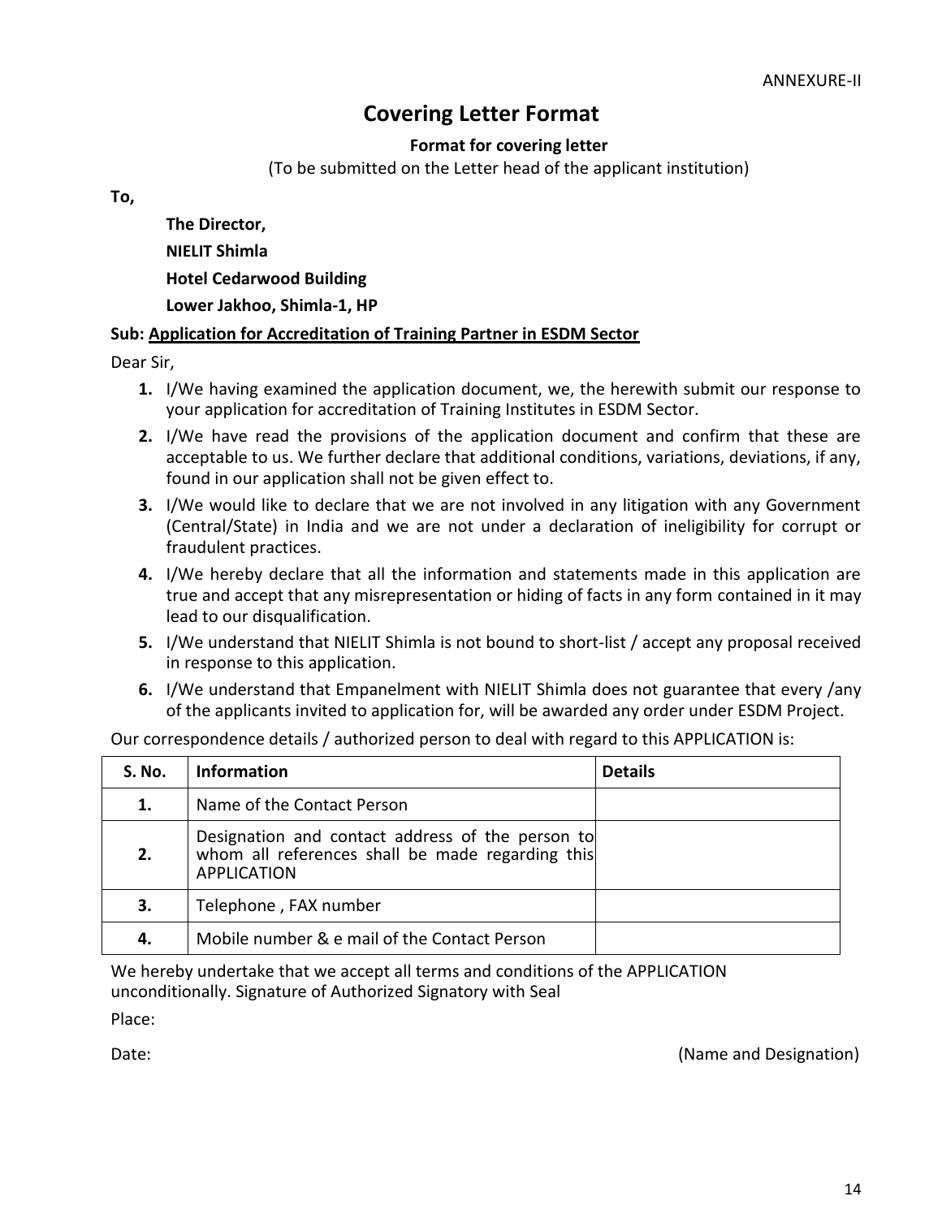ANNEXURE-II

# Covering Letter Format

**Format for covering letter**

(To be submitted on the Letter head of the applicant institution)

**To,**

**The Director,**
**NIELIT Shimla**
**Hotel Cedarwood Building**
**Lower Jakhoo, Shimla-1, HP**

**Sub: Application for Accreditation of Training Partner in ESDM Sector**

Dear Sir,

1. I/We having examined the application document, we, the herewith submit our response to your application for accreditation of Training Institutes in ESDM Sector.
2. I/We have read the provisions of the application document and confirm that these are acceptable to us. We further declare that additional conditions, variations, deviations, if any, found in our application shall not be given effect to.
3. I/We would like to declare that we are not involved in any litigation with any Government (Central/State) in India and we are not under a declaration of ineligibility for corrupt or fraudulent practices.
4. I/We hereby declare that all the information and statements made in this application are true and accept that any misrepresentation or hiding of facts in any form contained in it may lead to our disqualification.
5. I/We understand that NIELIT Shimla is not bound to short-list / accept any proposal received in response to this application.
6. I/We understand that Empanelment with NIELIT Shimla does not guarantee that every /any of the applicants invited to application for, will be awarded any order under ESDM Project.

Our correspondence details / authorized person to deal with regard to this APPLICATION is:

| S. No. | Information | Details |
|---|---|---|
| 1. | Name of the Contact Person | |
| 2. | Designation and contact address of the person to whom all references shall be made regarding this APPLICATION | |
| 3. | Telephone , FAX number | |
| 4. | Mobile number & e mail of the Contact Person | |

We hereby undertake that we accept all terms and conditions of the APPLICATION unconditionally. Signature of Authorized Signatory with Seal

Place:

Date: (Name and Designation)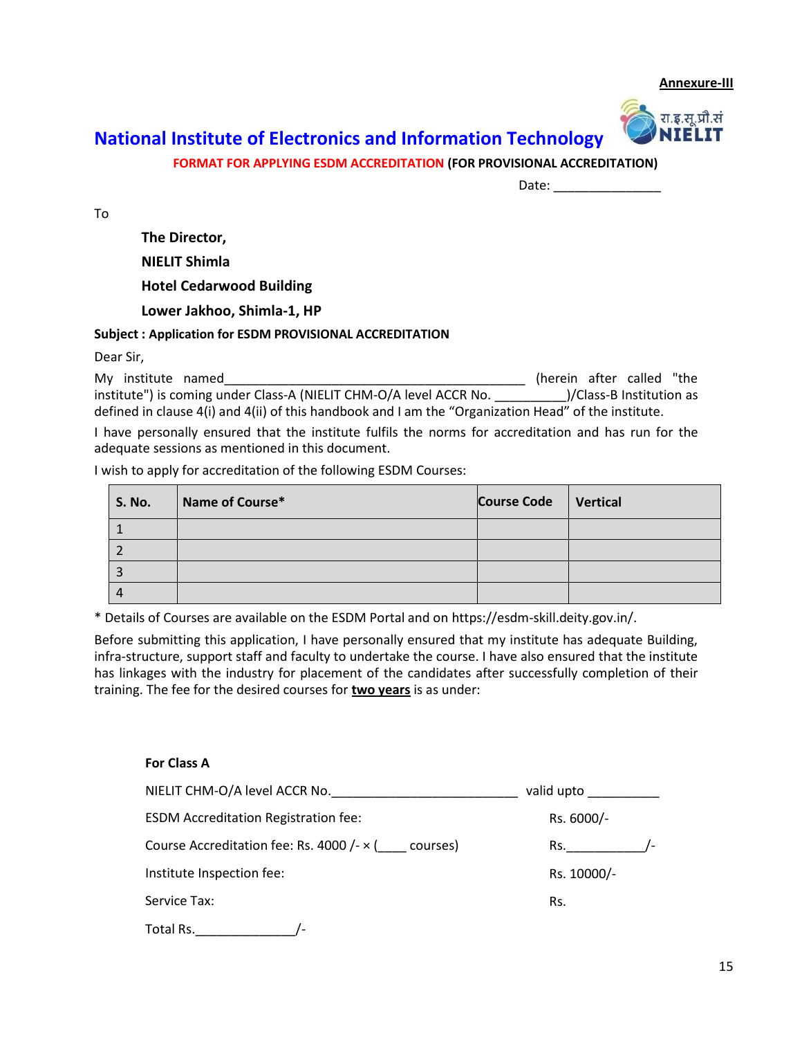**Annexure-III**

# National Institute of Electronics and Information Technology

**FORMAT FOR APPLYING ESDM ACCREDITATION (FOR PROVISIONAL ACCREDITATION)**

Date: _______________

To

**The Director,**
**NIELIT Shimla**
**Hotel Cedarwood Building**
**Lower Jakhoo, Shimla-1, HP**

**Subject : Application for ESDM PROVISIONAL ACCREDITATION**

Dear Sir,

My institute named___________________________________________ (herein after called "the institute") is coming under Class-A (NIELIT CHM-O/A level ACCR No. __________)/Class-B Institution as defined in clause 4(i) and 4(ii) of this handbook and I am the "Organization Head" of the institute.

I have personally ensured that the institute fulfils the norms for accreditation and has run for the adequate sessions as mentioned in this document.

I wish to apply for accreditation of the following ESDM Courses:

| S. No. | Name of Course* | Course Code | Vertical |
|---|---|---|---|
| 1 | | | |
| 2 | | | |
| 3 | | | |
| 4 | | | |

* Details of Courses are available on the ESDM Portal and on https://esdm-skill.deity.gov.in/.

Before submitting this application, I have personally ensured that my institute has adequate Building, infra-structure, support staff and faculty to undertake the course. I have also ensured that the institute has linkages with the industry for placement of the candidates after successfully completion of their training. The fee for the desired courses for **two years** is as under:

**For Class A**

NIELIT CHM-O/A level ACCR No.__________________________ valid upto __________

ESDM Accreditation Registration fee: Rs. 6000/-

Course Accreditation fee: Rs. 4000 /- × (____ courses) Rs.___________/-

Institute Inspection fee: Rs. 10000/-

Service Tax: Rs.

Total Rs._____________/-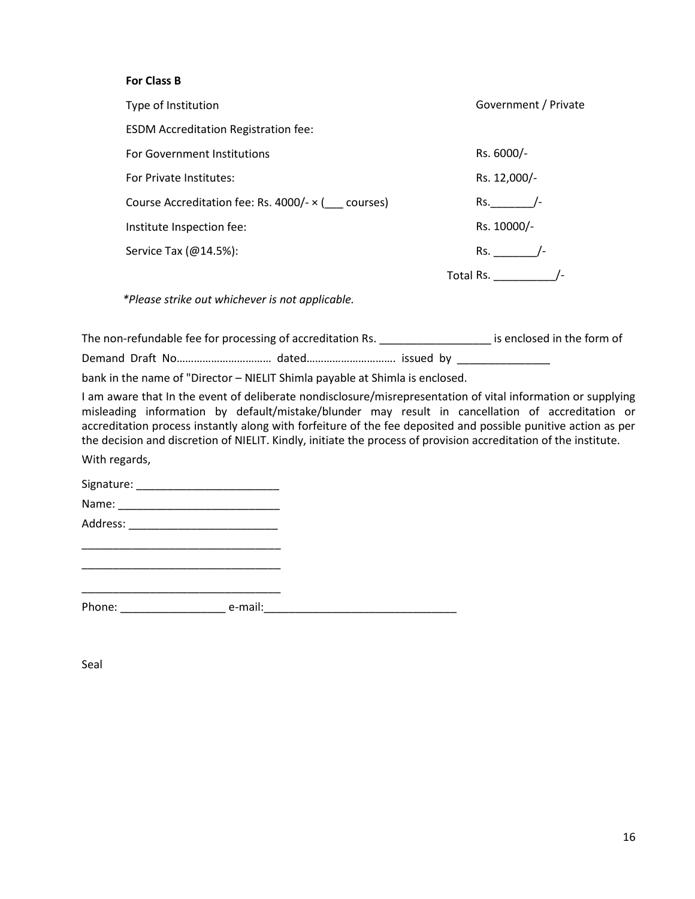**For Class B**

| | |
|---|---|
| Type of Institution | Government / Private |
| ESDM Accreditation Registration fee: | |
| For Government Institutions | Rs. 6000/- |
| For Private Institutes: | Rs. 12,000/- |
| Course Accreditation fee: Rs. 4000/- × (___ courses) | Rs._______/- |
| Institute Inspection fee: | Rs. 10000/- |
| Service Tax (@14.5%): | Rs. _______/- |
| | Total Rs. __________/- |

*\*Please strike out whichever is not applicable.*

The non-refundable fee for processing of accreditation Rs. __________________ is enclosed in the form of Demand Draft No…………………………… dated………………………… issued by _______________ bank in the name of "Director – NIELIT Shimla payable at Shimla is enclosed.

I am aware that In the event of deliberate nondisclosure/misrepresentation of vital information or supplying misleading information by default/mistake/blunder may result in cancellation of accreditation or accreditation process instantly along with forfeiture of the fee deposited and possible punitive action as per the decision and discretion of NIELIT. Kindly, initiate the process of provision accreditation of the institute.

With regards,

Signature: _______________________

Name: __________________________

Address: ________________________

________________________________

________________________________

________________________________

Phone: _________________ e-mail:______________________________

Seal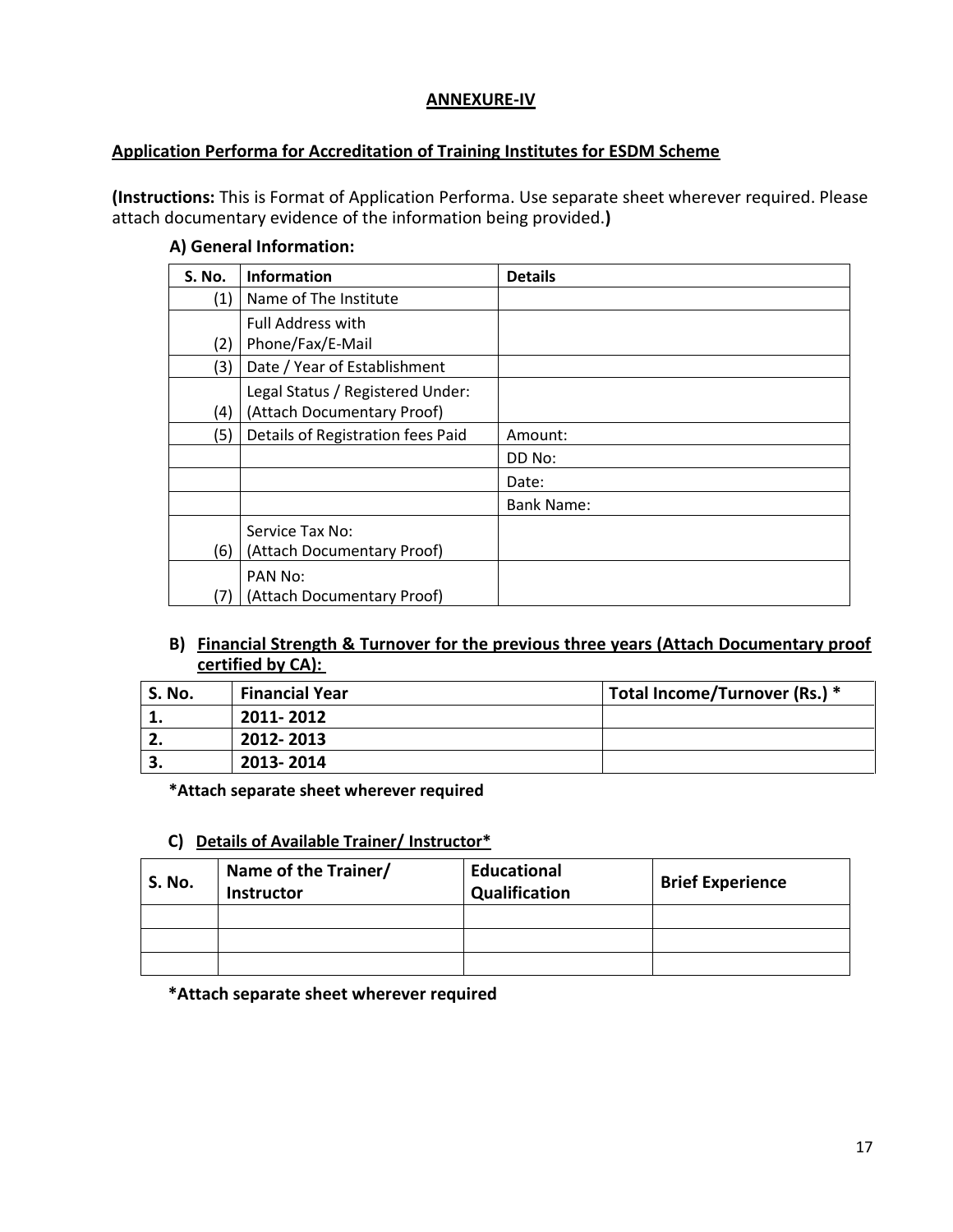## ANNEXURE-IV

### Application Performa for Accreditation of Training Institutes for ESDM Scheme

**(Instructions:** This is Format of Application Performa. Use separate sheet wherever required. Please attach documentary evidence of the information being provided.**)**

**A) General Information:**

| S. No. | Information | Details |
|---|---|---|
| (1) | Name of The Institute | |
| (2) | Full Address with Phone/Fax/E-Mail | |
| (3) | Date / Year of Establishment | |
| (4) | Legal Status / Registered Under: (Attach Documentary Proof) | |
| (5) | Details of Registration fees Paid | Amount: |
| | | DD No: |
| | | Date: |
| | | Bank Name: |
| (6) | Service Tax No: (Attach Documentary Proof) | |
| (7) | PAN No: (Attach Documentary Proof) | |

**B) Financial Strength & Turnover for the previous three years (Attach Documentary proof certified by CA):**

| S. No. | Financial Year | Total Income/Turnover (Rs.) * |
|---|---|---|
| **1.** | **2011- 2012** | |
| **2.** | **2012- 2013** | |
| **3.** | **2013- 2014** | |

**\*Attach separate sheet wherever required**

**C) Details of Available Trainer/ Instructor\***

| S. No. | Name of the Trainer/ Instructor | Educational Qualification | Brief Experience |
|---|---|---|---|
| | | | |
| | | | |
| | | | |

**\*Attach separate sheet wherever required**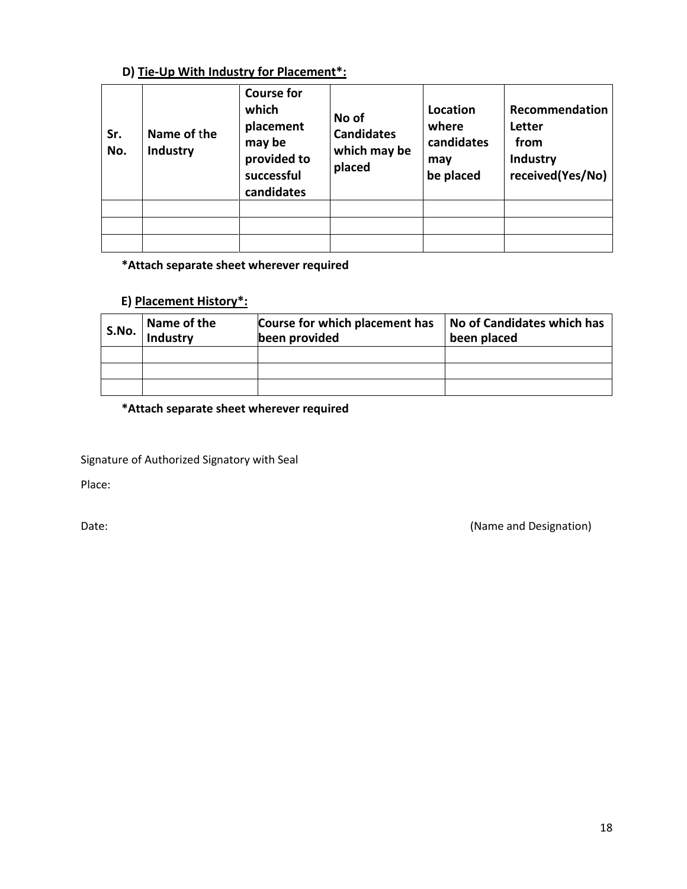### D) Tie-Up With Industry for Placement*:

| Sr. No. | Name of the Industry | Course for which placement may be provided to successful candidates | No of Candidates which may be placed | Location where candidates may be placed | Recommendation Letter from Industry received(Yes/No) |
|---|---|---|---|---|---|
| | | | | | |
| | | | | | |
| | | | | | |

***Attach separate sheet wherever required**

### E) Placement History*:

| S.No. | Name of the Industry | Course for which placement has been provided | No of Candidates which has been placed |
|---|---|---|---|
| | | | |
| | | | |
| | | | |

***Attach separate sheet wherever required**

Signature of Authorized Signatory with Seal

Place:

Date: (Name and Designation)